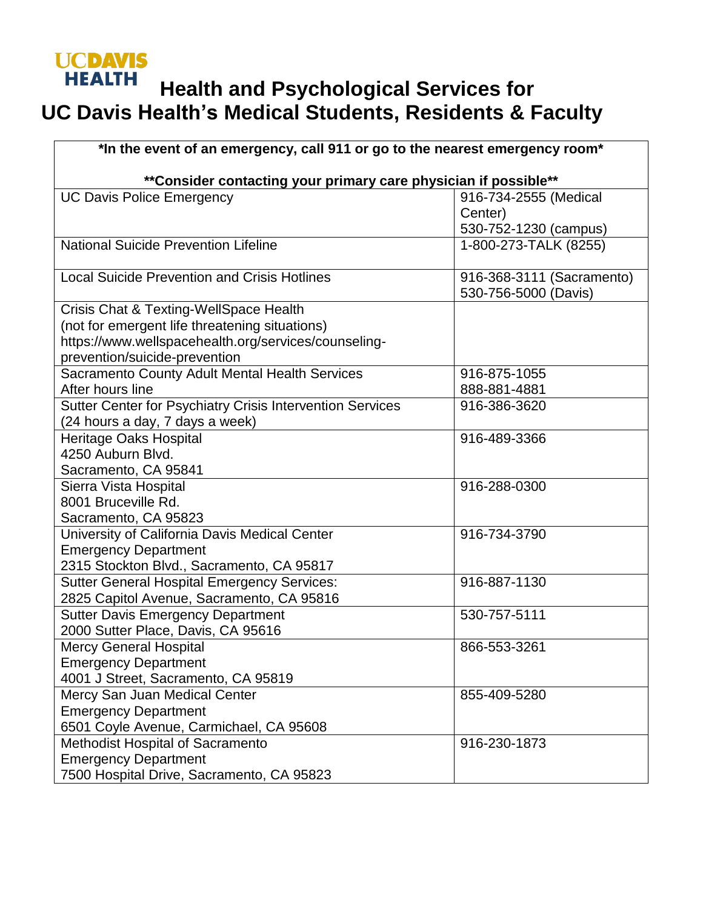UCDAVIS HEALTH

# Health and Psychological Services for UC Davis Health's Medical Students, Residents & Faculty

| *In the event of an emergency, call 911 or go to the nearest emergency room* **Consider contacting your primary care physician if possible** | |
|---|---|
| UC Davis Police Emergency | 916-734-2555 (Medical Center)<br>530-752-1230 (campus) |
| National Suicide Prevention Lifeline | 1-800-273-TALK (8255) |
| Local Suicide Prevention and Crisis Hotlines | 916-368-3111 (Sacramento)<br>530-756-5000 (Davis) |
| Crisis Chat & Texting-WellSpace Health<br>(not for emergent life threatening situations)<br>https://www.wellspacehealth.org/services/counseling-prevention/suicide-prevention | |
| Sacramento County Adult Mental Health Services<br>After hours line | 916-875-1055<br>888-881-4881 |
| Sutter Center for Psychiatry Crisis Intervention Services<br>(24 hours a day, 7 days a week) | 916-386-3620 |
| Heritage Oaks Hospital<br>4250 Auburn Blvd.<br>Sacramento, CA 95841 | 916-489-3366 |
| Sierra Vista Hospital<br>8001 Bruceville Rd.<br>Sacramento, CA 95823 | 916-288-0300 |
| University of California Davis Medical Center<br>Emergency Department<br>2315 Stockton Blvd., Sacramento, CA 95817 | 916-734-3790 |
| Sutter General Hospital Emergency Services:<br>2825 Capitol Avenue, Sacramento, CA 95816 | 916-887-1130 |
| Sutter Davis Emergency Department<br>2000 Sutter Place, Davis, CA 95616 | 530-757-5111 |
| Mercy General Hospital<br>Emergency Department<br>4001 J Street, Sacramento, CA 95819 | 866-553-3261 |
| Mercy San Juan Medical Center<br>Emergency Department<br>6501 Coyle Avenue, Carmichael, CA 95608 | 855-409-5280 |
| Methodist Hospital of Sacramento<br>Emergency Department<br>7500 Hospital Drive, Sacramento, CA 95823 | 916-230-1873 |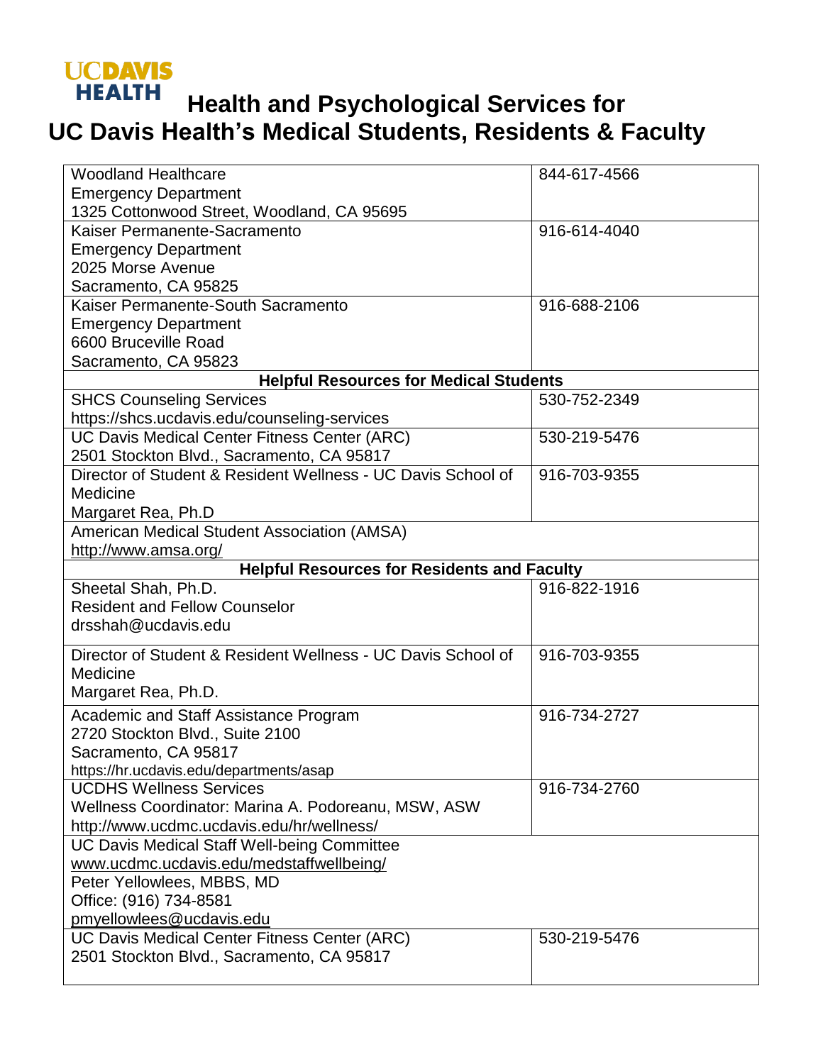# Health and Psychological Services for UC Davis Health's Medical Students, Residents & Faculty

| | |
|---|---|
| Woodland Healthcare<br>Emergency Department<br>1325 Cottonwood Street, Woodland, CA 95695 | 844-617-4566 |
| Kaiser Permanente-Sacramento<br>Emergency Department<br>2025 Morse Avenue<br>Sacramento, CA 95825 | 916-614-4040 |
| Kaiser Permanente-South Sacramento<br>Emergency Department<br>6600 Bruceville Road<br>Sacramento, CA 95823 | 916-688-2106 |
| **Helpful Resources for Medical Students** | |
| SHCS Counseling Services<br>https://shcs.ucdavis.edu/counseling-services | 530-752-2349 |
| UC Davis Medical Center Fitness Center (ARC)<br>2501 Stockton Blvd., Sacramento, CA 95817 | 530-219-5476 |
| Director of Student & Resident Wellness - UC Davis School of Medicine<br>Margaret Rea, Ph.D | 916-703-9355 |
| American Medical Student Association (AMSA)<br>http://www.amsa.org/ | |
| **Helpful Resources for Residents and Faculty** | |
| Sheetal Shah, Ph.D.<br>Resident and Fellow Counselor<br>drsshah@ucdavis.edu | 916-822-1916 |
| Director of Student & Resident Wellness - UC Davis School of Medicine<br>Margaret Rea, Ph.D. | 916-703-9355 |
| Academic and Staff Assistance Program<br>2720 Stockton Blvd., Suite 2100<br>Sacramento, CA 95817<br>https://hr.ucdavis.edu/departments/asap | 916-734-2727 |
| UCDHS Wellness Services<br>Wellness Coordinator: Marina A. Podoreanu, MSW, ASW<br>http://www.ucdmc.ucdavis.edu/hr/wellness/ | 916-734-2760 |
| UC Davis Medical Staff Well-being Committee<br>www.ucdmc.ucdavis.edu/medstaffwellbeing/<br>Peter Yellowlees, MBBS, MD<br>Office: (916) 734-8581<br>pmyellowlees@ucdavis.edu | |
| UC Davis Medical Center Fitness Center (ARC)<br>2501 Stockton Blvd., Sacramento, CA 95817 | 530-219-5476 |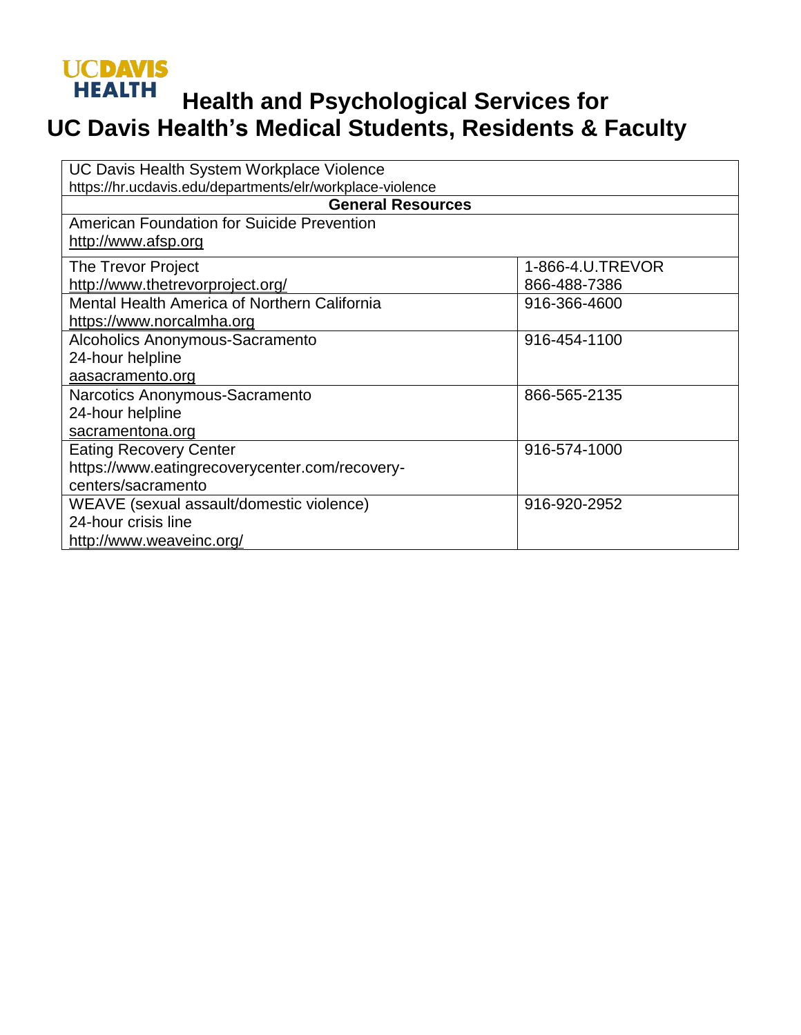UCDAVIS HEALTH

# Health and Psychological Services for UC Davis Health's Medical Students, Residents & Faculty

| | |
|---|---|
| UC Davis Health System Workplace Violence<br>https://hr.ucdavis.edu/departments/elr/workplace-violence | |
| **General Resources** | |
| American Foundation for Suicide Prevention<br>http://www.afsp.org | |
| The Trevor Project<br>http://www.thetrevorproject.org/ | 1-866-4.U.TREVOR<br>866-488-7386 |
| Mental Health America of Northern California<br>https://www.norcalmha.org | 916-366-4600 |
| Alcoholics Anonymous-Sacramento<br>24-hour helpline<br>aasacramento.org | 916-454-1100 |
| Narcotics Anonymous-Sacramento<br>24-hour helpline<br>sacramentona.org | 866-565-2135 |
| Eating Recovery Center<br>https://www.eatingrecoverycenter.com/recovery-centers/sacramento | 916-574-1000 |
| WEAVE (sexual assault/domestic violence)<br>24-hour crisis line<br>http://www.weaveinc.org/ | 916-920-2952 |